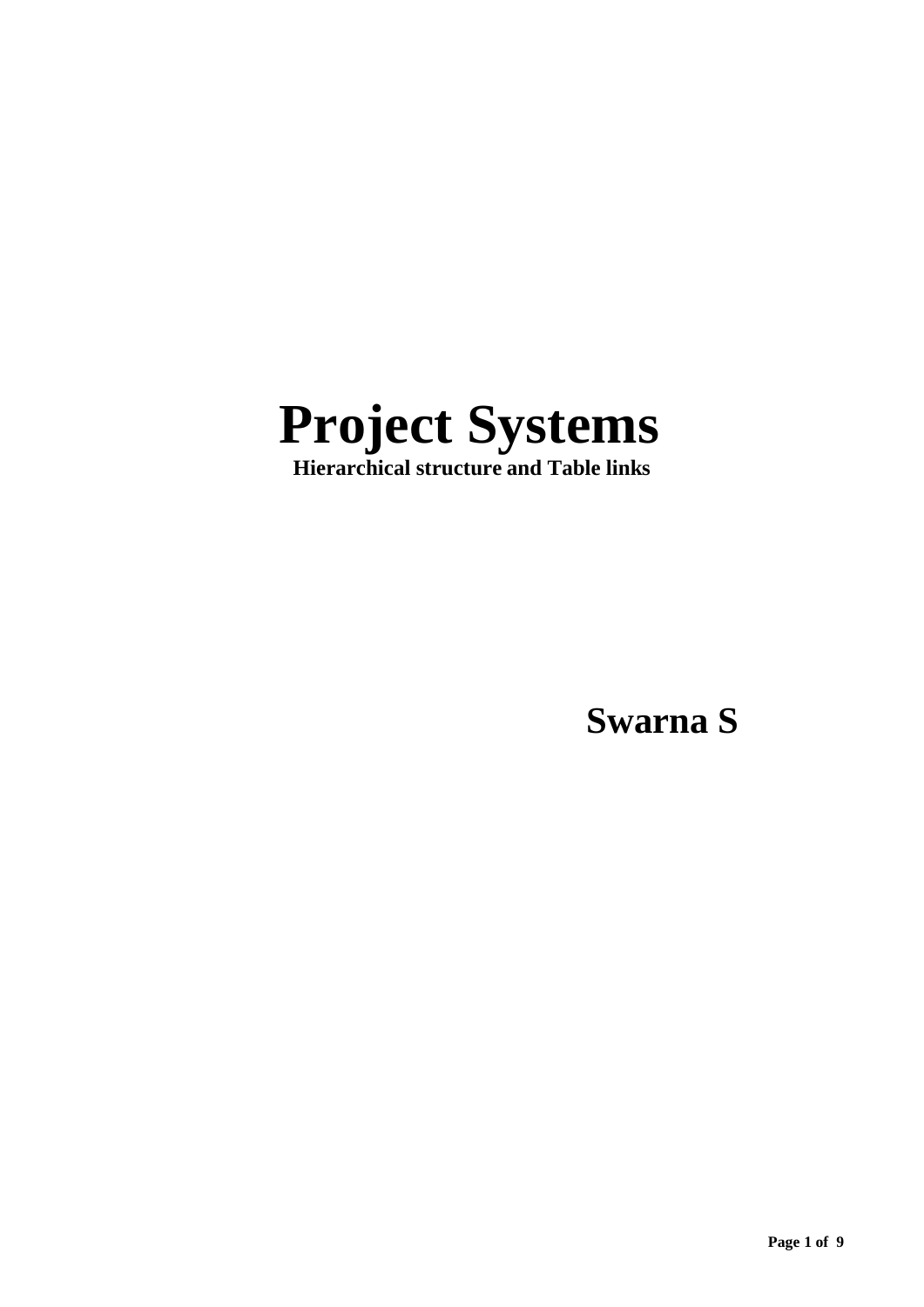# Project Systems

**Hierarchical structure and Table links**

**Swarna S**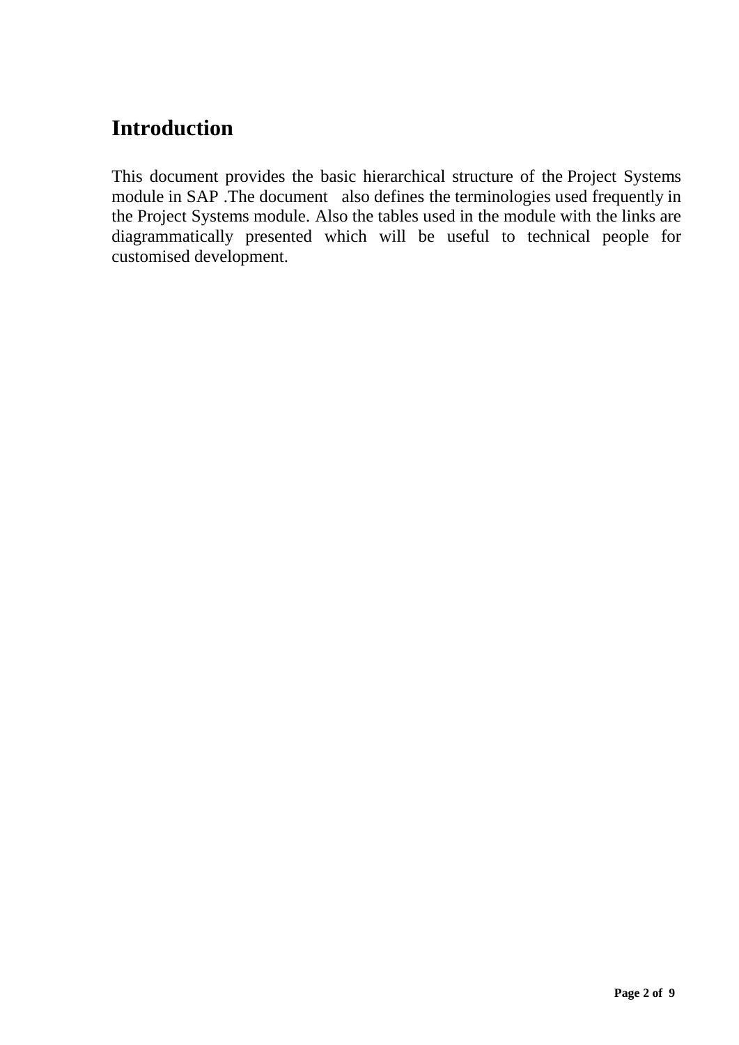# Introduction

This document provides the basic hierarchical structure of the Project Systems module in SAP .The document also defines the terminologies used frequently in the Project Systems module. Also the tables used in the module with the links are diagrammatically presented which will be useful to technical people for customised development.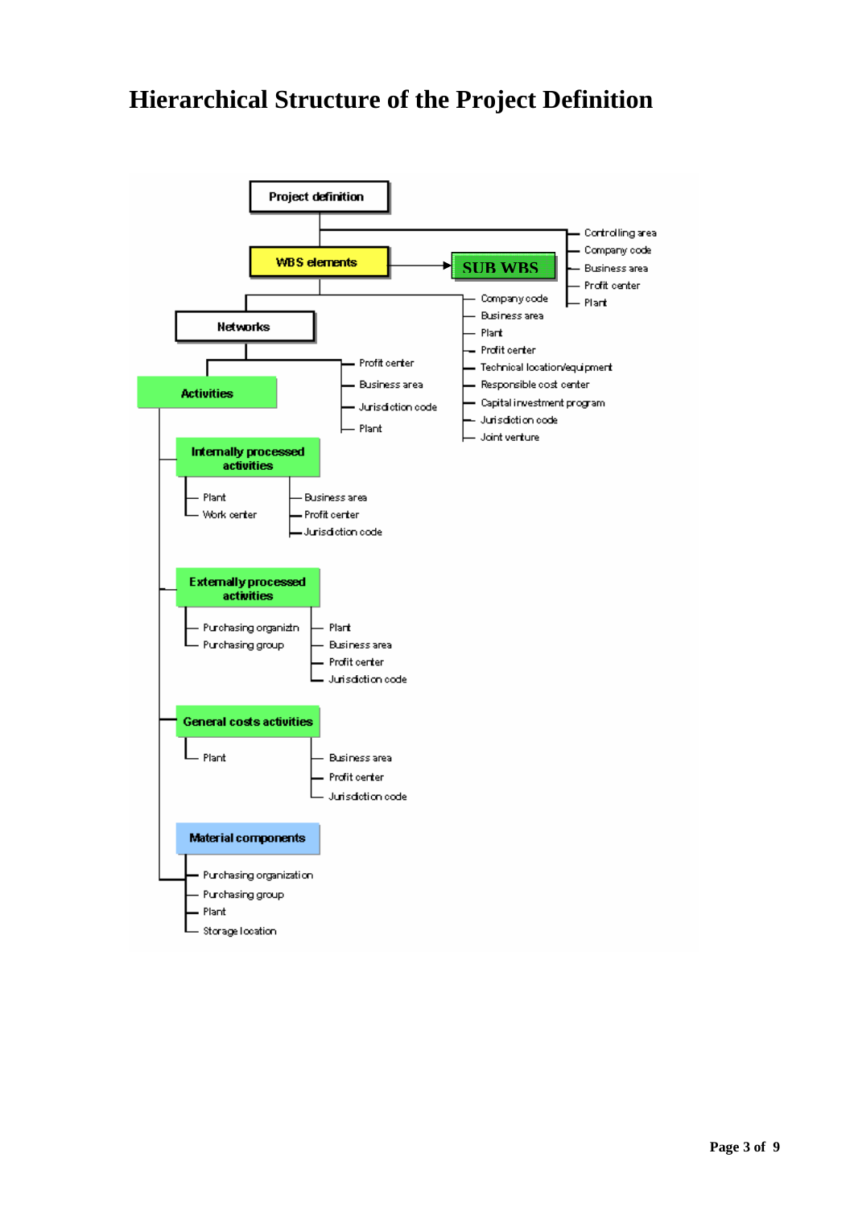# Hierarchical Structure of the Project Definition

- Project definition
  - Controlling area
  - Company code
  - Business area
  - Profit center
  - Plant
  - WBS elements → SUB WBS
    - Company code
    - Business area
    - Plant
    - Profit center
    - Technical location/equipment
    - Responsible cost center
    - Capital investment program
    - Jurisdiction code
    - Joint venture
    - Networks
      - Profit center
      - Business area
      - Jurisdiction code
      - Plant
      - Activities
        - Internally processed activities
          - Plant
          - Work center
          - Business area
          - Profit center
          - Jurisdiction code
        - Externally processed activities
          - Purchasing organiztn
          - Purchasing group
          - Plant
          - Business area
          - Profit center
          - Jurisdiction code
        - General costs activities
          - Plant
          - Business area
          - Profit center
          - Jurisdiction code
        - Material components
          - Purchasing organization
          - Purchasing group
          - Plant
          - Storage location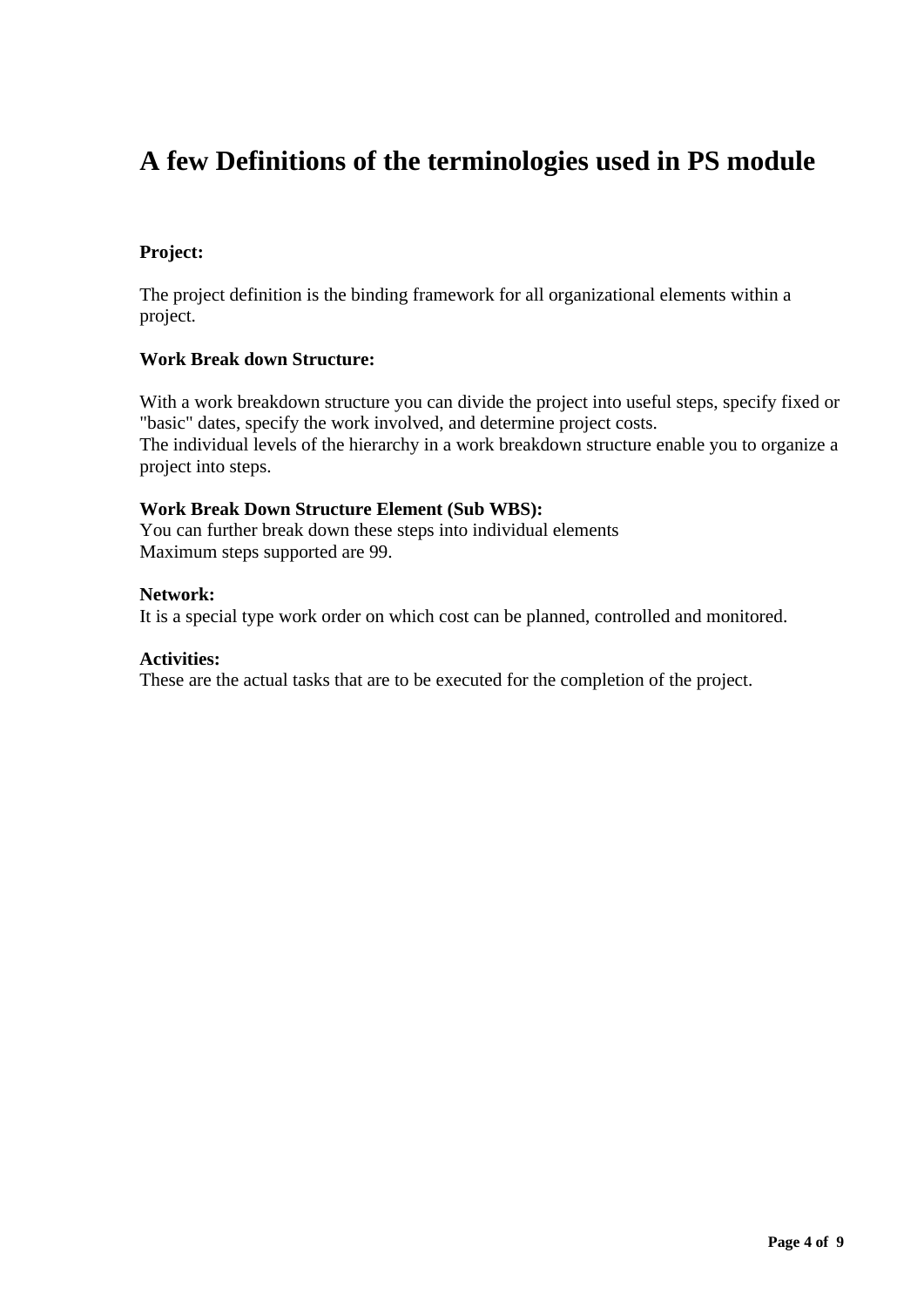# A few Definitions of the terminologies used in PS module

**Project:**

The project definition is the binding framework for all organizational elements within a project.

**Work Break down Structure:**

With a work breakdown structure you can divide the project into useful steps, specify fixed or "basic" dates, specify the work involved, and determine project costs.
The individual levels of the hierarchy in a work breakdown structure enable you to organize a project into steps.

**Work Break Down Structure Element (Sub WBS):**
You can further break down these steps into individual elements
Maximum steps supported are 99.

**Network:**
It is a special type work order on which cost can be planned, controlled and monitored.

**Activities:**
These are the actual tasks that are to be executed for the completion of the project.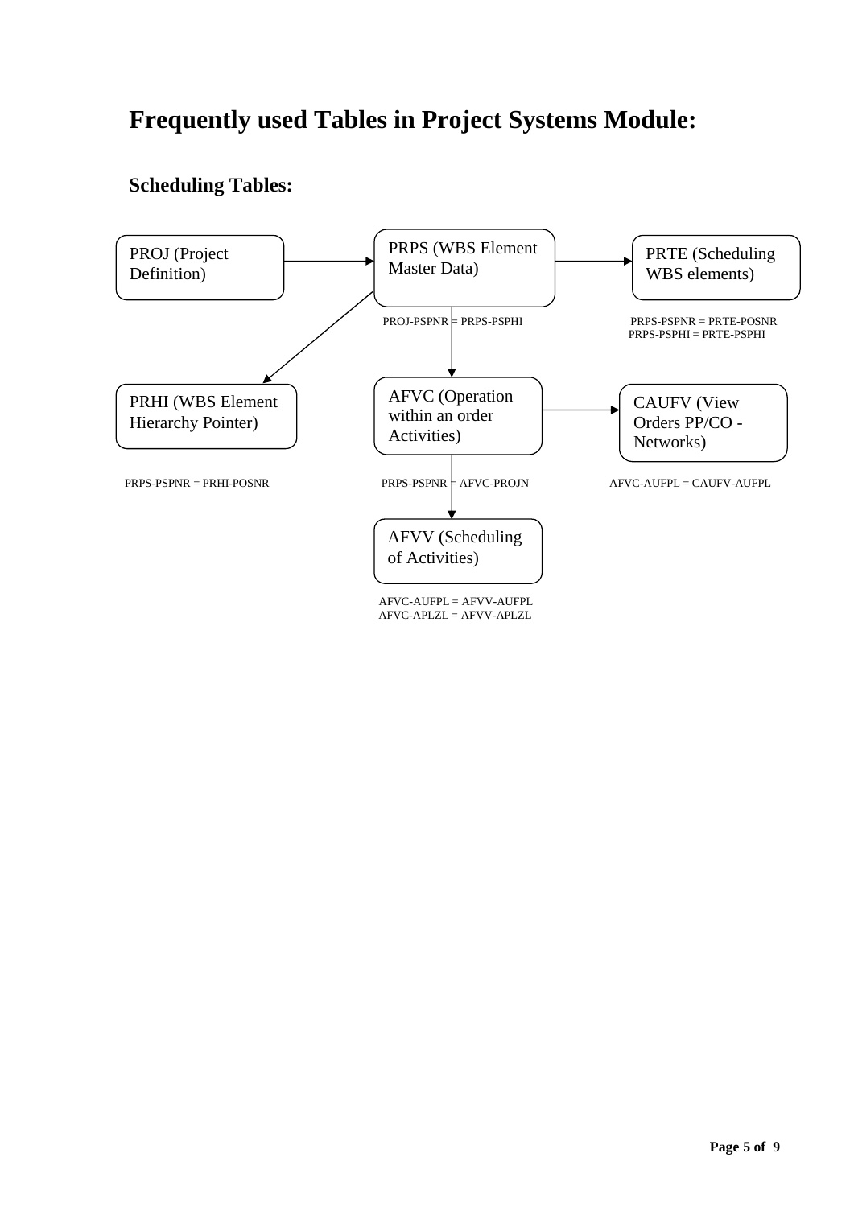# Frequently used Tables in Project Systems Module:

## Scheduling Tables:

PROJ (Project Definition)

PRPS (WBS Element Master Data)

PRTE (Scheduling WBS elements)

PROJ-PSPNR = PRPS-PSPHI

PRPS-PSPNR = PRTE-POSNR
PRPS-PSPHI = PRTE-PSPHI

PRHI (WBS Element Hierarchy Pointer)

AFVC (Operation within an order Activities)

CAUFV (View Orders PP/CO - Networks)

PRPS-PSPNR = PRHI-POSNR

PRPS-PSPNR = AFVC-PROJN

AFVC-AUFPL = CAUFV-AUFPL

AFVV (Scheduling of Activities)

AFVC-AUFPL = AFVV-AUFPL
AFVC-APLZL = AFVV-APLZL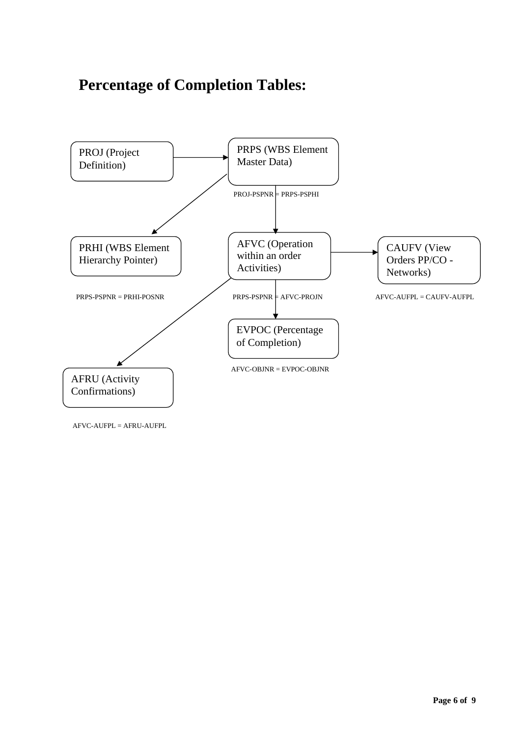# Percentage of Completion Tables:

PROJ (Project Definition)

PRPS (WBS Element Master Data)

PROJ-PSPNR = PRPS-PSPHI

PRHI (WBS Element Hierarchy Pointer)

AFVC (Operation within an order Activities)

CAUFV (View Orders PP/CO - Networks)

PRPS-PSPNR = PRHI-POSNR

PRPS-PSPNR = AFVC-PROJN

AFVC-AUFPL = CAUFV-AUFPL

EVPOC (Percentage of Completion)

AFVC-OBJNR = EVPOC-OBJNR

AFRU (Activity Confirmations)

AFVC-AUFPL = AFRU-AUFPL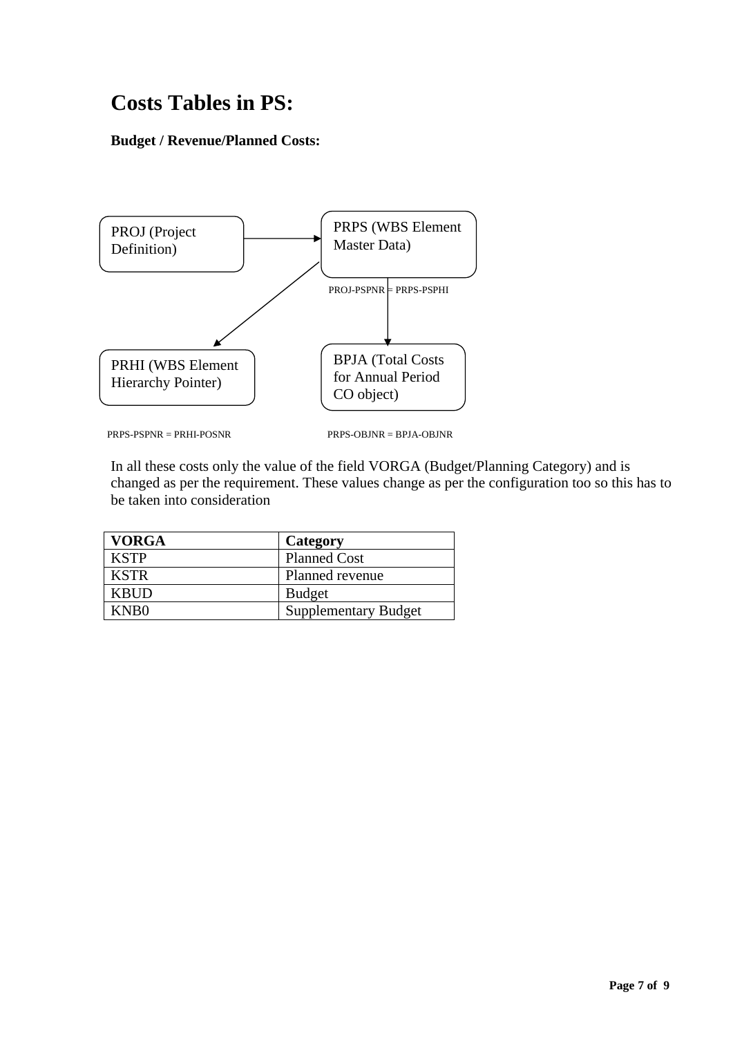# Costs Tables in PS:

**Budget / Revenue/Planned Costs:**

PROJ (Project Definition)

PRPS (WBS Element Master Data)

PROJ-PSPNR = PRPS-PSPHI

PRHI (WBS Element Hierarchy Pointer)

BPJA (Total Costs for Annual Period CO object)

PRPS-PSPNR = PRHI-POSNR

PRPS-OBJNR = BPJA-OBJNR

In all these costs only the value of the field VORGA (Budget/Planning Category) and is changed as per the requirement. These values change as per the configuration too so this has to be taken into consideration

| VORGA | Category |
| --- | --- |
| KSTP | Planned Cost |
| KSTR | Planned revenue |
| KBUD | Budget |
| KNB0 | Supplementary Budget |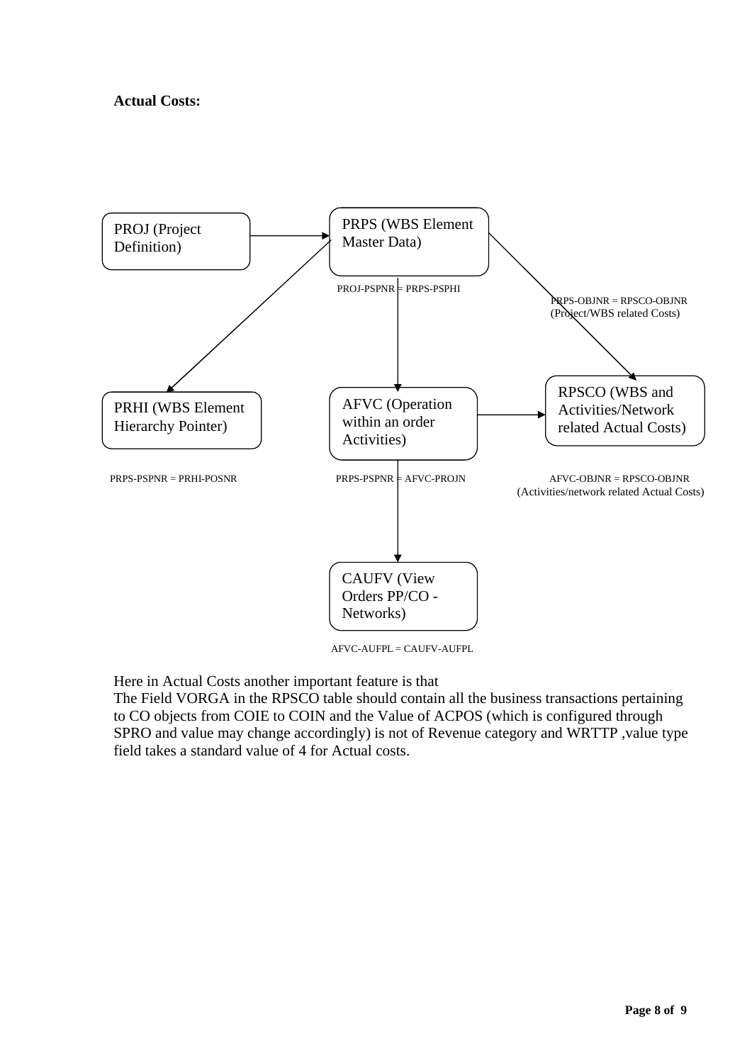**Actual Costs:**

PROJ (Project Definition)

PRPS (WBS Element Master Data)

PROJ-PSPNR = PRPS-PSPHI

PRPS-OBJNR = RPSCO-OBJNR (Project/WBS related Costs)

PRHI (WBS Element Hierarchy Pointer)

AFVC (Operation within an order Activities)

RPSCO (WBS and Activities/Network related Actual Costs)

PRPS-PSPNR = PRHI-POSNR

PRPS-PSPNR = AFVC-PROJN

AFVC-OBJNR = RPSCO-OBJNR (Activities/network related Actual Costs)

CAUFV (View Orders PP/CO - Networks)

AFVC-AUFPL = CAUFV-AUFPL

Here in Actual Costs another important feature is that
The Field VORGA in the RPSCO table should contain all the business transactions pertaining to CO objects from COIE to COIN and the Value of ACPOS (which is configured through SPRO and value may change accordingly) is not of Revenue category and WRTTP ,value type field takes a standard value of 4 for Actual costs.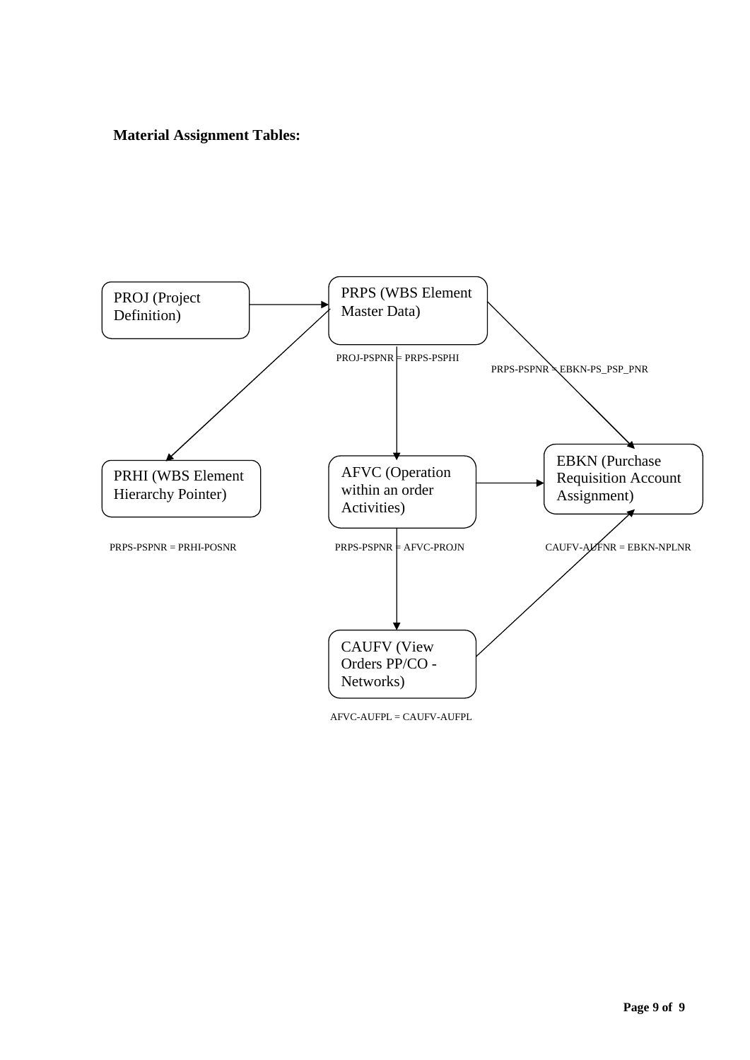**Material Assignment Tables:**

PROJ (Project Definition)

PRPS (WBS Element Master Data)

PROJ-PSPNR = PRPS-PSPHI

PRPS-PSPNR = EBKN-PS_PSP_PNR

PRHI (WBS Element Hierarchy Pointer)

AFVC (Operation within an order Activities)

EBKN (Purchase Requisition Account Assignment)

PRPS-PSPNR = PRHI-POSNR

PRPS-PSPNR = AFVC-PROJN

CAUFV-AUFNR = EBKN-NPLNR

CAUFV (View Orders PP/CO - Networks)

AFVC-AUFPL = CAUFV-AUFPL